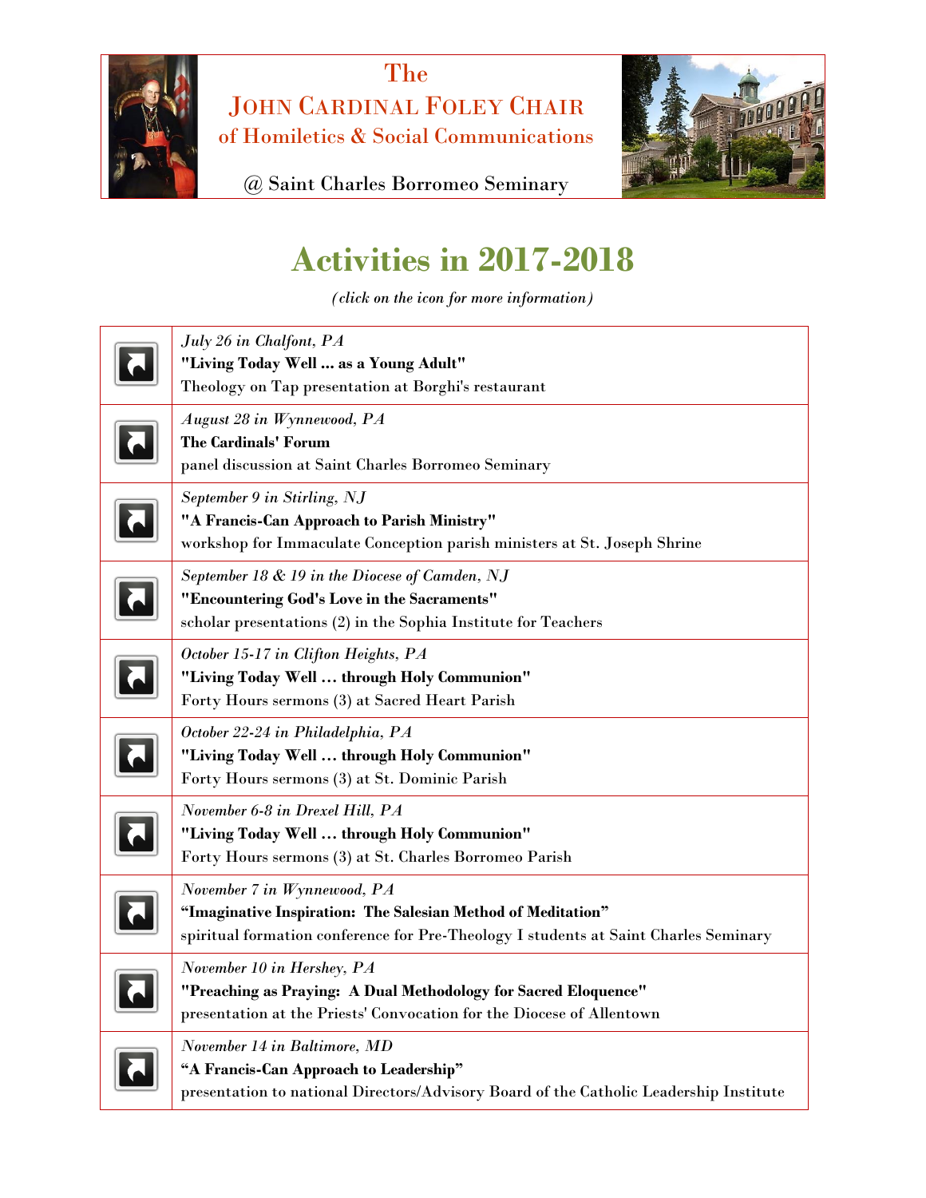The
# JOHN CARDINAL FOLEY CHAIR
## of Homiletics & Social Communications

@ Saint Charles Borromeo Seminary

# Activities in 2017-2018

*(click on the icon for more information)*

| | |
|---|---|
| | *July 26 in Chalfont, PA*<br>**"Living Today Well ... as a Young Adult"**<br>Theology on Tap presentation at Borghi's restaurant |
| | *August 28 in Wynnewood, PA*<br>**The Cardinals' Forum**<br>panel discussion at Saint Charles Borromeo Seminary |
| | *September 9 in Stirling, NJ*<br>**"A Francis-Can Approach to Parish Ministry"**<br>workshop for Immaculate Conception parish ministers at St. Joseph Shrine |
| | *September 18 & 19 in the Diocese of Camden, NJ*<br>**"Encountering God's Love in the Sacraments"**<br>scholar presentations (2) in the Sophia Institute for Teachers |
| | *October 15-17 in Clifton Heights, PA*<br>**"Living Today Well … through Holy Communion"**<br>Forty Hours sermons (3) at Sacred Heart Parish |
| | *October 22-24 in Philadelphia, PA*<br>**"Living Today Well … through Holy Communion"**<br>Forty Hours sermons (3) at St. Dominic Parish |
| | *November 6-8 in Drexel Hill, PA*<br>**"Living Today Well … through Holy Communion"**<br>Forty Hours sermons (3) at St. Charles Borromeo Parish |
| | *November 7 in Wynnewood, PA*<br>**"Imaginative Inspiration: The Salesian Method of Meditation"**<br>spiritual formation conference for Pre-Theology I students at Saint Charles Seminary |
| | *November 10 in Hershey, PA*<br>**"Preaching as Praying: A Dual Methodology for Sacred Eloquence"**<br>presentation at the Priests' Convocation for the Diocese of Allentown |
| | *November 14 in Baltimore, MD*<br>**"A Francis-Can Approach to Leadership"**<br>presentation to national Directors/Advisory Board of the Catholic Leadership Institute |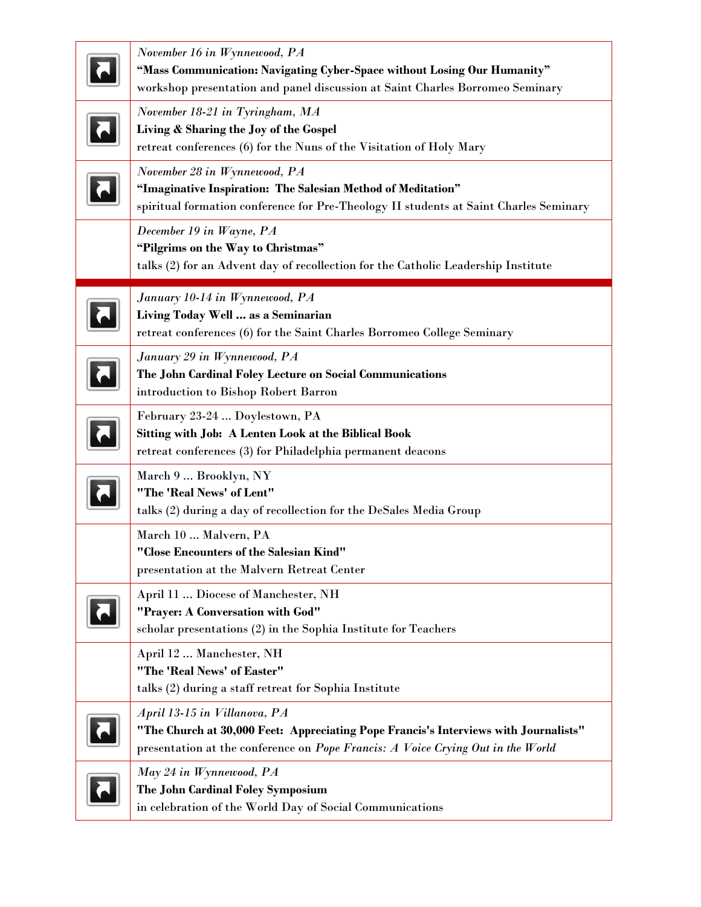| | |
|---|---|
| | *November 16 in Wynnewood, PA*<br>**“Mass Communication: Navigating Cyber-Space without Losing Our Humanity”**<br>workshop presentation and panel discussion at Saint Charles Borromeo Seminary |
| | *November 18-21 in Tyringham, MA*<br>**Living & Sharing the Joy of the Gospel**<br>retreat conferences (6) for the Nuns of the Visitation of Holy Mary |
| | *November 28 in Wynnewood, PA*<br>**“Imaginative Inspiration: The Salesian Method of Meditation”**<br>spiritual formation conference for Pre-Theology II students at Saint Charles Seminary |
| | *December 19 in Wayne, PA*<br>**“Pilgrims on the Way to Christmas”**<br>talks (2) for an Advent day of recollection for the Catholic Leadership Institute |
| | *January 10-14 in Wynnewood, PA*<br>**Living Today Well ... as a Seminarian**<br>retreat conferences (6) for the Saint Charles Borromeo College Seminary |
| | *January 29 in Wynnewood, PA*<br>**The John Cardinal Foley Lecture on Social Communications**<br>introduction to Bishop Robert Barron |
| | February 23-24 ... Doylestown, PA<br>**Sitting with Job: A Lenten Look at the Biblical Book**<br>retreat conferences (3) for Philadelphia permanent deacons |
| | March 9 ... Brooklyn, NY<br>**"The 'Real News' of Lent"**<br>talks (2) during a day of recollection for the DeSales Media Group |
| | March 10 ... Malvern, PA<br>**"Close Encounters of the Salesian Kind"**<br>presentation at the Malvern Retreat Center |
| | April 11 ... Diocese of Manchester, NH<br>**"Prayer: A Conversation with God"**<br>scholar presentations (2) in the Sophia Institute for Teachers |
| | April 12 ... Manchester, NH<br>**"The 'Real News' of Easter"**<br>talks (2) during a staff retreat for Sophia Institute |
| | *April 13-15 in Villanova, PA*<br>**"The Church at 30,000 Feet: Appreciating Pope Francis's Interviews with Journalists"**<br>presentation at the conference on *Pope Francis: A Voice Crying Out in the World* |
| | *May 24 in Wynnewood, PA*<br>**The John Cardinal Foley Symposium**<br>in celebration of the World Day of Social Communications |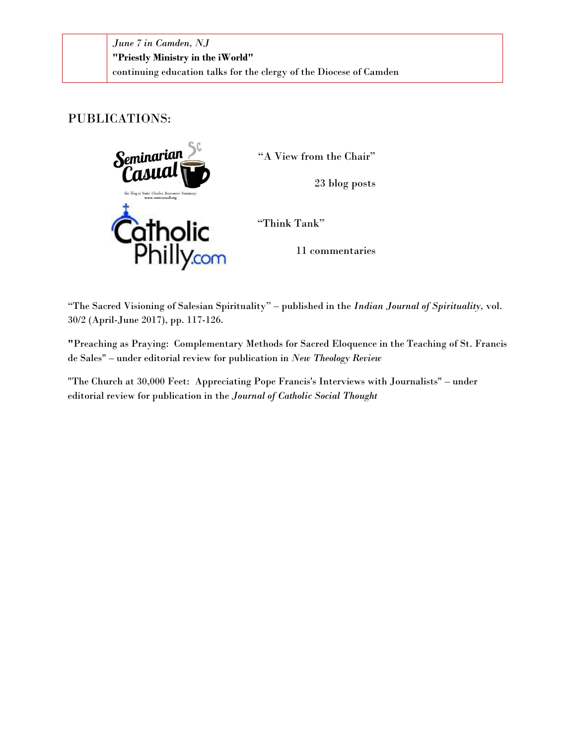| | |
|---|---|
| | *June 7 in Camden, NJ*<br>**"Priestly Ministry in the iWorld"**<br>continuing education talks for the clergy of the Diocese of Camden |

PUBLICATIONS:

"A View from the Chair"

23 blog posts

"Think Tank"

11 commentaries

"The Sacred Visioning of Salesian Spirituality" – published in the *Indian Journal of Spirituality*, vol. 30/2 (April-June 2017), pp. 117-126.

"Preaching as Praying: Complementary Methods for Sacred Eloquence in the Teaching of St. Francis de Sales" – under editorial review for publication in *New Theology Review*

"The Church at 30,000 Feet: Appreciating Pope Francis's Interviews with Journalists" – under editorial review for publication in the *Journal of Catholic Social Thought*